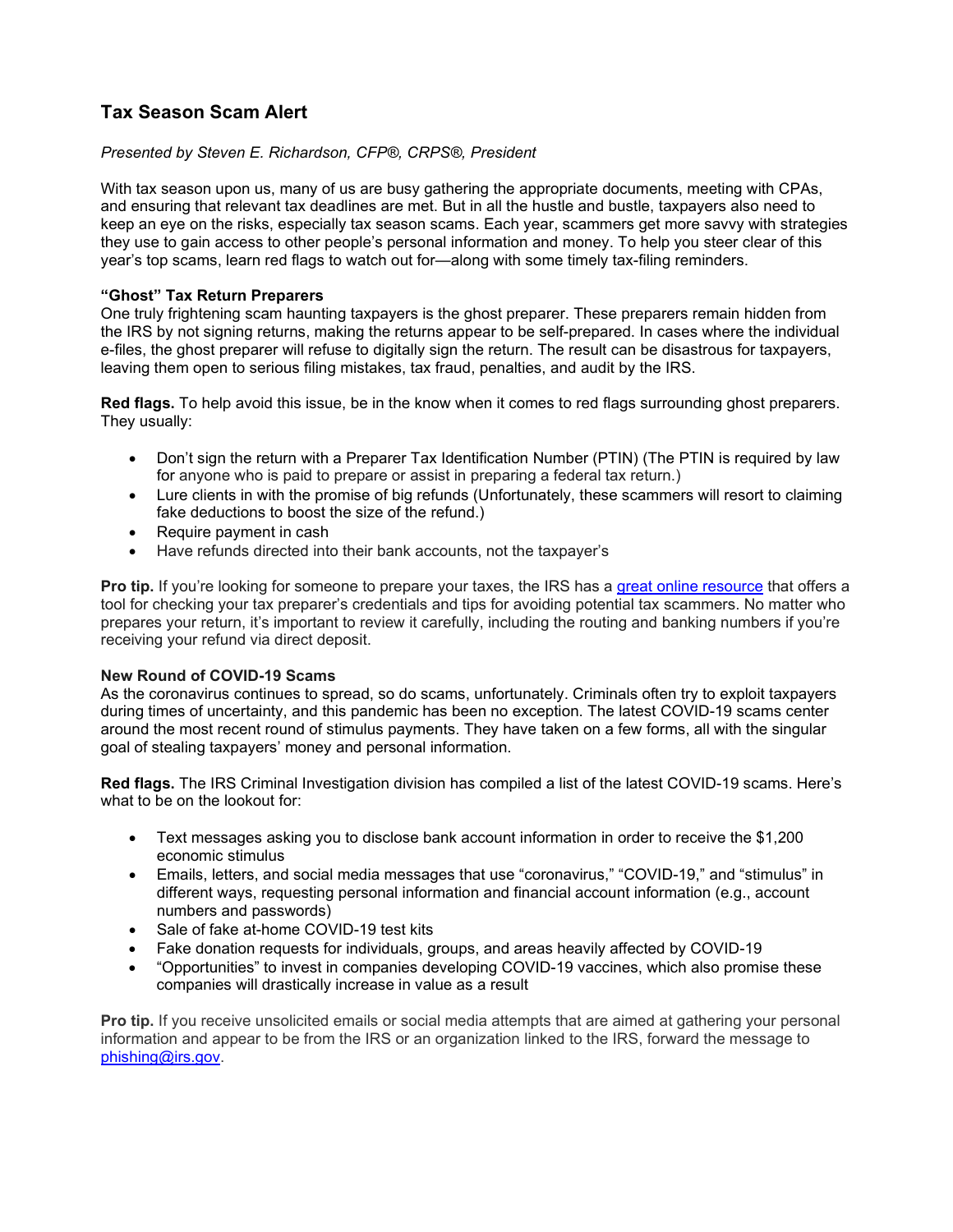# Tax Season Scam Alert

*Presented by Steven E. Richardson, CFP®, CRPS®, President*

With tax season upon us, many of us are busy gathering the appropriate documents, meeting with CPAs, and ensuring that relevant tax deadlines are met. But in all the hustle and bustle, taxpayers also need to keep an eye on the risks, especially tax season scams. Each year, scammers get more savvy with strategies they use to gain access to other people's personal information and money. To help you steer clear of this year's top scams, learn red flags to watch out for—along with some timely tax-filing reminders.

**"Ghost" Tax Return Preparers**

One truly frightening scam haunting taxpayers is the ghost preparer. These preparers remain hidden from the IRS by not signing returns, making the returns appear to be self-prepared. In cases where the individual e-files, the ghost preparer will refuse to digitally sign the return. The result can be disastrous for taxpayers, leaving them open to serious filing mistakes, tax fraud, penalties, and audit by the IRS.

**Red flags.** To help avoid this issue, be in the know when it comes to red flags surrounding ghost preparers. They usually:

- Don't sign the return with a Preparer Tax Identification Number (PTIN) (The PTIN is required by law for anyone who is paid to prepare or assist in preparing a federal tax return.)
- Lure clients in with the promise of big refunds (Unfortunately, these scammers will resort to claiming fake deductions to boost the size of the refund.)
- Require payment in cash
- Have refunds directed into their bank accounts, not the taxpayer's

**Pro tip.** If you're looking for someone to prepare your taxes, the IRS has a great online resource that offers a tool for checking your tax preparer's credentials and tips for avoiding potential tax scammers. No matter who prepares your return, it's important to review it carefully, including the routing and banking numbers if you're receiving your refund via direct deposit.

**New Round of COVID-19 Scams**

As the coronavirus continues to spread, so do scams, unfortunately. Criminals often try to exploit taxpayers during times of uncertainty, and this pandemic has been no exception. The latest COVID-19 scams center around the most recent round of stimulus payments. They have taken on a few forms, all with the singular goal of stealing taxpayers' money and personal information.

**Red flags.** The IRS Criminal Investigation division has compiled a list of the latest COVID-19 scams. Here's what to be on the lookout for:

- Text messages asking you to disclose bank account information in order to receive the $1,200 economic stimulus
- Emails, letters, and social media messages that use "coronavirus," "COVID-19," and "stimulus" in different ways, requesting personal information and financial account information (e.g., account numbers and passwords)
- Sale of fake at-home COVID-19 test kits
- Fake donation requests for individuals, groups, and areas heavily affected by COVID-19
- "Opportunities" to invest in companies developing COVID-19 vaccines, which also promise these companies will drastically increase in value as a result

**Pro tip.** If you receive unsolicited emails or social media attempts that are aimed at gathering your personal information and appear to be from the IRS or an organization linked to the IRS, forward the message to phishing@irs.gov.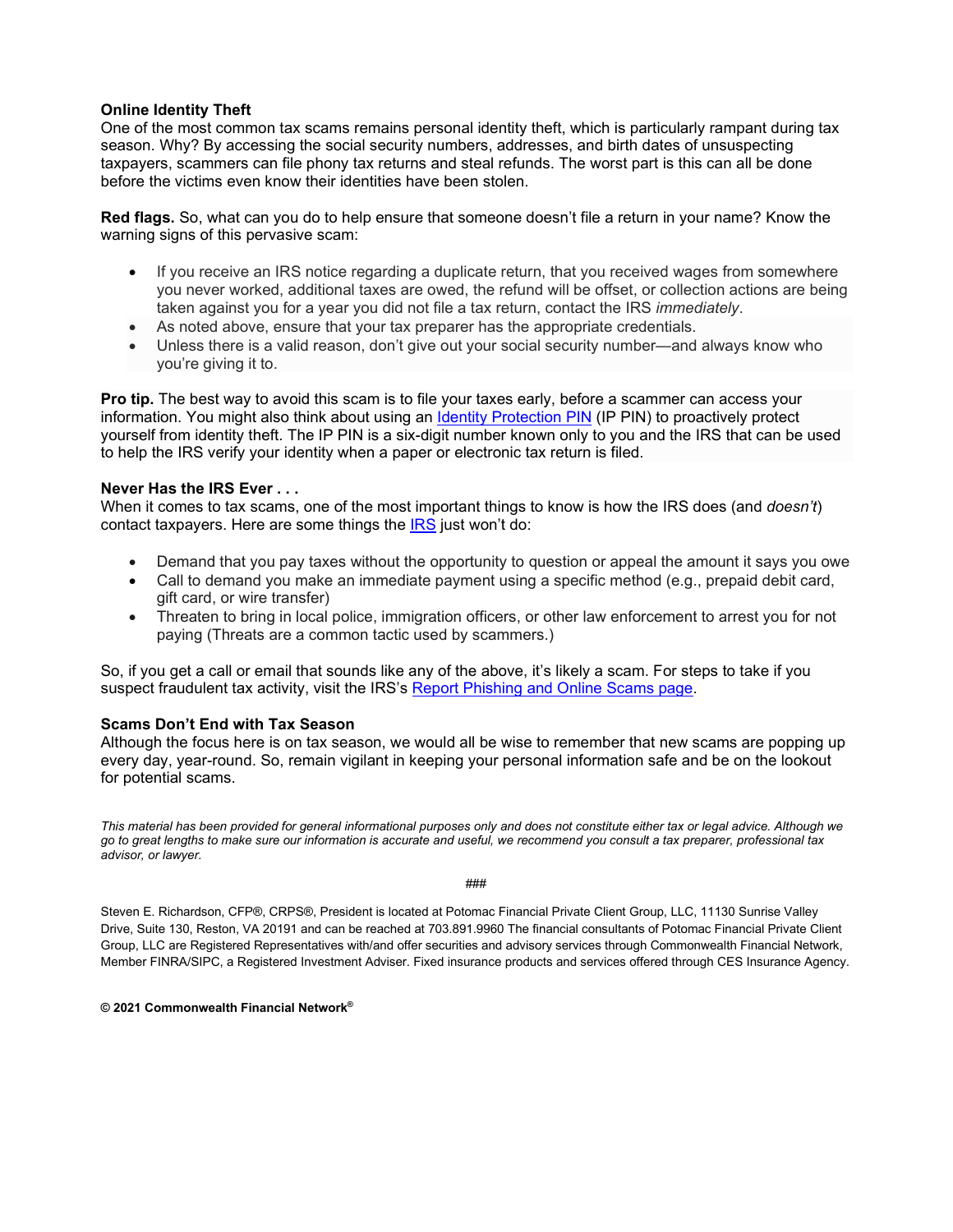**Online Identity Theft**

One of the most common tax scams remains personal identity theft, which is particularly rampant during tax season. Why? By accessing the social security numbers, addresses, and birth dates of unsuspecting taxpayers, scammers can file phony tax returns and steal refunds. The worst part is this can all be done before the victims even know their identities have been stolen.

**Red flags.** So, what can you do to help ensure that someone doesn't file a return in your name? Know the warning signs of this pervasive scam:

- If you receive an IRS notice regarding a duplicate return, that you received wages from somewhere you never worked, additional taxes are owed, the refund will be offset, or collection actions are being taken against you for a year you did not file a tax return, contact the IRS *immediately*.
- As noted above, ensure that your tax preparer has the appropriate credentials.
- Unless there is a valid reason, don't give out your social security number—and always know who you're giving it to.

**Pro tip.** The best way to avoid this scam is to file your taxes early, before a scammer can access your information. You might also think about using an Identity Protection PIN (IP PIN) to proactively protect yourself from identity theft. The IP PIN is a six-digit number known only to you and the IRS that can be used to help the IRS verify your identity when a paper or electronic tax return is filed.

**Never Has the IRS Ever . . .**

When it comes to tax scams, one of the most important things to know is how the IRS does (and *doesn't*) contact taxpayers. Here are some things the IRS just won't do:

- Demand that you pay taxes without the opportunity to question or appeal the amount it says you owe
- Call to demand you make an immediate payment using a specific method (e.g., prepaid debit card, gift card, or wire transfer)
- Threaten to bring in local police, immigration officers, or other law enforcement to arrest you for not paying (Threats are a common tactic used by scammers.)

So, if you get a call or email that sounds like any of the above, it's likely a scam. For steps to take if you suspect fraudulent tax activity, visit the IRS's Report Phishing and Online Scams page.

**Scams Don't End with Tax Season**

Although the focus here is on tax season, we would all be wise to remember that new scams are popping up every day, year-round. So, remain vigilant in keeping your personal information safe and be on the lookout for potential scams.

*This material has been provided for general informational purposes only and does not constitute either tax or legal advice. Although we go to great lengths to make sure our information is accurate and useful, we recommend you consult a tax preparer, professional tax advisor, or lawyer.*

###

Steven E. Richardson, CFP®, CRPS®, President is located at Potomac Financial Private Client Group, LLC, 11130 Sunrise Valley Drive, Suite 130, Reston, VA 20191 and can be reached at 703.891.9960 The financial consultants of Potomac Financial Private Client Group, LLC are Registered Representatives with/and offer securities and advisory services through Commonwealth Financial Network, Member FINRA/SIPC, a Registered Investment Adviser. Fixed insurance products and services offered through CES Insurance Agency.

**© 2021 Commonwealth Financial Network®**